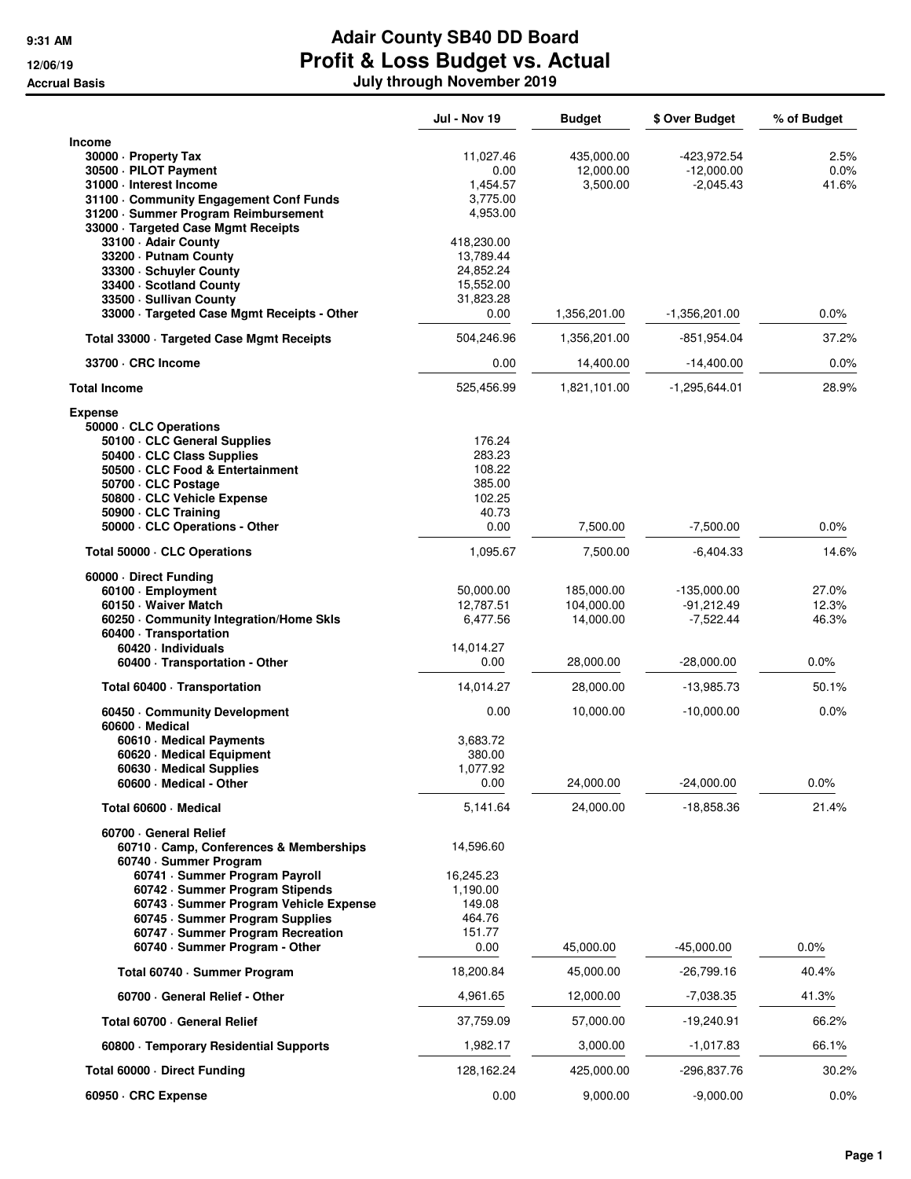# Adair County SB40 DD Board
## Profit & Loss Budget vs. Actual
### July through November 2019

9:31 AM
12/06/19
Accrual Basis

| | Jul - Nov 19 | Budget | $ Over Budget | % of Budget |
|---|---|---|---|---|
| **Income** | | | | |
| 30000 · Property Tax | 11,027.46 | 435,000.00 | -423,972.54 | 2.5% |
| 30500 · PILOT Payment | 0.00 | 12,000.00 | -12,000.00 | 0.0% |
| 31000 · Interest Income | 1,454.57 | 3,500.00 | -2,045.43 | 41.6% |
| 31100 · Community Engagement Conf Funds | 3,775.00 | | | |
| 31200 · Summer Program Reimbursement | 4,953.00 | | | |
| 33000 · Targeted Case Mgmt Receipts | | | | |
| 33100 · Adair County | 418,230.00 | | | |
| 33200 · Putnam County | 13,789.44 | | | |
| 33300 · Schuyler County | 24,852.24 | | | |
| 33400 · Scotland County | 15,552.00 | | | |
| 33500 · Sullivan County | 31,823.28 | | | |
| 33000 · Targeted Case Mgmt Receipts - Other | 0.00 | 1,356,201.00 | -1,356,201.00 | 0.0% |
| Total 33000 · Targeted Case Mgmt Receipts | 504,246.96 | 1,356,201.00 | -851,954.04 | 37.2% |
| 33700 · CRC Income | 0.00 | 14,400.00 | -14,400.00 | 0.0% |
| **Total Income** | 525,456.99 | 1,821,101.00 | -1,295,644.01 | 28.9% |
| **Expense** | | | | |
| 50000 · CLC Operations | | | | |
| 50100 · CLC General Supplies | 176.24 | | | |
| 50400 · CLC Class Supplies | 283.23 | | | |
| 50500 · CLC Food & Entertainment | 108.22 | | | |
| 50700 · CLC Postage | 385.00 | | | |
| 50800 · CLC Vehicle Expense | 102.25 | | | |
| 50900 · CLC Training | 40.73 | | | |
| 50000 · CLC Operations - Other | 0.00 | 7,500.00 | -7,500.00 | 0.0% |
| Total 50000 · CLC Operations | 1,095.67 | 7,500.00 | -6,404.33 | 14.6% |
| 60000 · Direct Funding | | | | |
| 60100 · Employment | 50,000.00 | 185,000.00 | -135,000.00 | 27.0% |
| 60150 · Waiver Match | 12,787.51 | 104,000.00 | -91,212.49 | 12.3% |
| 60250 · Community Integration/Home Skls | 6,477.56 | 14,000.00 | -7,522.44 | 46.3% |
| 60400 · Transportation | | | | |
| 60420 · Individuals | 14,014.27 | | | |
| 60400 · Transportation - Other | 0.00 | 28,000.00 | -28,000.00 | 0.0% |
| Total 60400 · Transportation | 14,014.27 | 28,000.00 | -13,985.73 | 50.1% |
| 60450 · Community Development | 0.00 | 10,000.00 | -10,000.00 | 0.0% |
| 60600 · Medical | | | | |
| 60610 · Medical Payments | 3,683.72 | | | |
| 60620 · Medical Equipment | 380.00 | | | |
| 60630 · Medical Supplies | 1,077.92 | | | |
| 60600 · Medical - Other | 0.00 | 24,000.00 | -24,000.00 | 0.0% |
| Total 60600 · Medical | 5,141.64 | 24,000.00 | -18,858.36 | 21.4% |
| 60700 · General Relief | | | | |
| 60710 · Camp, Conferences & Memberships | 14,596.60 | | | |
| 60740 · Summer Program | | | | |
| 60741 · Summer Program Payroll | 16,245.23 | | | |
| 60742 · Summer Program Stipends | 1,190.00 | | | |
| 60743 · Summer Program Vehicle Expense | 149.08 | | | |
| 60745 · Summer Program Supplies | 464.76 | | | |
| 60747 · Summer Program Recreation | 151.77 | | | |
| 60740 · Summer Program - Other | 0.00 | 45,000.00 | -45,000.00 | 0.0% |
| Total 60740 · Summer Program | 18,200.84 | 45,000.00 | -26,799.16 | 40.4% |
| 60700 · General Relief - Other | 4,961.65 | 12,000.00 | -7,038.35 | 41.3% |
| Total 60700 · General Relief | 37,759.09 | 57,000.00 | -19,240.91 | 66.2% |
| 60800 · Temporary Residential Supports | 1,982.17 | 3,000.00 | -1,017.83 | 66.1% |
| Total 60000 · Direct Funding | 128,162.24 | 425,000.00 | -296,837.76 | 30.2% |
| 60950 · CRC Expense | 0.00 | 9,000.00 | -9,000.00 | 0.0% |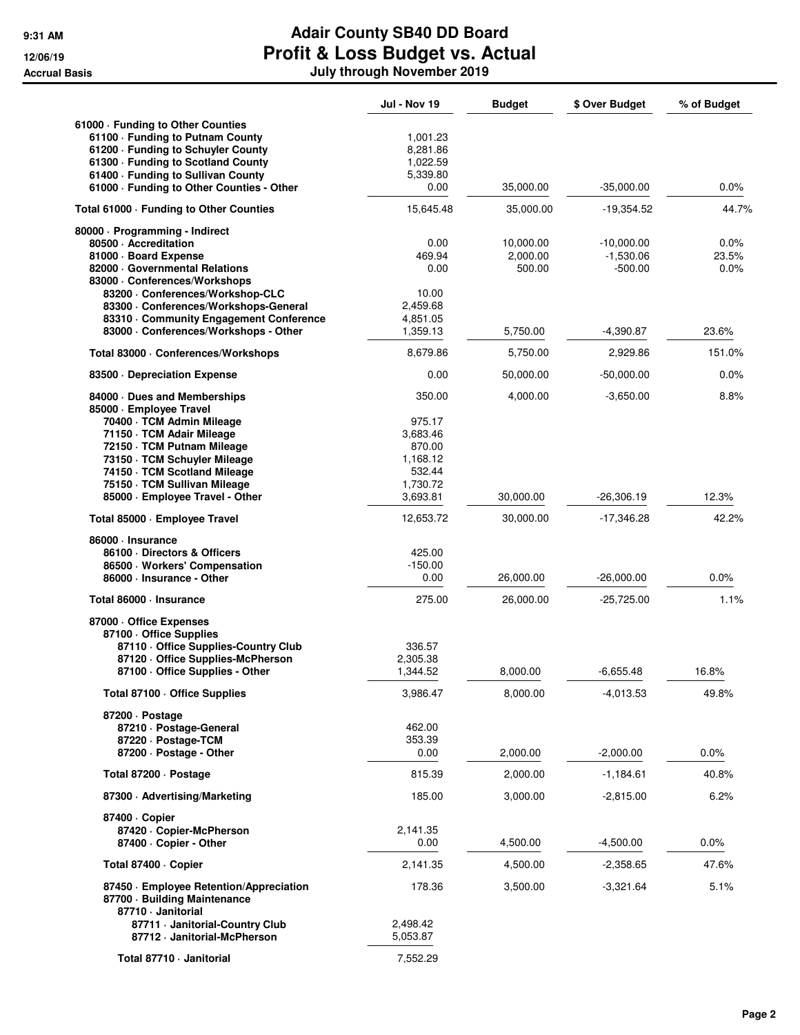# Adair County SB40 DD Board
# Profit & Loss Budget vs. Actual
## July through November 2019

9:31 AM
12/06/19
Accrual Basis

| | Jul - Nov 19 | Budget | $ Over Budget | % of Budget |
|---|---|---|---|---|
| 61000 · Funding to Other Counties | | | | |
| 61100 · Funding to Putnam County | 1,001.23 | | | |
| 61200 · Funding to Schuyler County | 8,281.86 | | | |
| 61300 · Funding to Scotland County | 1,022.59 | | | |
| 61400 · Funding to Sullivan County | 5,339.80 | | | |
| 61000 · Funding to Other Counties - Other | 0.00 | 35,000.00 | -35,000.00 | 0.0% |
| **Total 61000 · Funding to Other Counties** | 15,645.48 | 35,000.00 | -19,354.52 | 44.7% |
| 80000 · Programming - Indirect | | | | |
| 80500 · Accreditation | 0.00 | 10,000.00 | -10,000.00 | 0.0% |
| 81000 · Board Expense | 469.94 | 2,000.00 | -1,530.06 | 23.5% |
| 82000 · Governmental Relations | 0.00 | 500.00 | -500.00 | 0.0% |
| 83000 · Conferences/Workshops | | | | |
| 83200 · Conferences/Workshop-CLC | 10.00 | | | |
| 83300 · Conferences/Workshops-General | 2,459.68 | | | |
| 83310 · Community Engagement Conference | 4,851.05 | | | |
| 83000 · Conferences/Workshops - Other | 1,359.13 | 5,750.00 | -4,390.87 | 23.6% |
| **Total 83000 · Conferences/Workshops** | 8,679.86 | 5,750.00 | 2,929.86 | 151.0% |
| 83500 · Depreciation Expense | 0.00 | 50,000.00 | -50,000.00 | 0.0% |
| 84000 · Dues and Memberships | 350.00 | 4,000.00 | -3,650.00 | 8.8% |
| 85000 · Employee Travel | | | | |
| 70400 · TCM Admin Mileage | 975.17 | | | |
| 71150 · TCM Adair Mileage | 3,683.46 | | | |
| 72150 · TCM Putnam Mileage | 870.00 | | | |
| 73150 · TCM Schuyler Mileage | 1,168.12 | | | |
| 74150 · TCM Scotland Mileage | 532.44 | | | |
| 75150 · TCM Sullivan Mileage | 1,730.72 | | | |
| 85000 · Employee Travel - Other | 3,693.81 | 30,000.00 | -26,306.19 | 12.3% |
| **Total 85000 · Employee Travel** | 12,653.72 | 30,000.00 | -17,346.28 | 42.2% |
| 86000 · Insurance | | | | |
| 86100 · Directors & Officers | 425.00 | | | |
| 86500 · Workers' Compensation | -150.00 | | | |
| 86000 · Insurance - Other | 0.00 | 26,000.00 | -26,000.00 | 0.0% |
| **Total 86000 · Insurance** | 275.00 | 26,000.00 | -25,725.00 | 1.1% |
| 87000 · Office Expenses | | | | |
| 87100 · Office Supplies | | | | |
| 87110 · Office Supplies-Country Club | 336.57 | | | |
| 87120 · Office Supplies-McPherson | 2,305.38 | | | |
| 87100 · Office Supplies - Other | 1,344.52 | 8,000.00 | -6,655.48 | 16.8% |
| **Total 87100 · Office Supplies** | 3,986.47 | 8,000.00 | -4,013.53 | 49.8% |
| 87200 · Postage | | | | |
| 87210 · Postage-General | 462.00 | | | |
| 87220 · Postage-TCM | 353.39 | | | |
| 87200 · Postage - Other | 0.00 | 2,000.00 | -2,000.00 | 0.0% |
| **Total 87200 · Postage** | 815.39 | 2,000.00 | -1,184.61 | 40.8% |
| 87300 · Advertising/Marketing | 185.00 | 3,000.00 | -2,815.00 | 6.2% |
| 87400 · Copier | | | | |
| 87420 · Copier-McPherson | 2,141.35 | | | |
| 87400 · Copier - Other | 0.00 | 4,500.00 | -4,500.00 | 0.0% |
| **Total 87400 · Copier** | 2,141.35 | 4,500.00 | -2,358.65 | 47.6% |
| 87450 · Employee Retention/Appreciation | 178.36 | 3,500.00 | -3,321.64 | 5.1% |
| 87700 · Building Maintenance | | | | |
| 87710 · Janitorial | | | | |
| 87711 · Janitorial-Country Club | 2,498.42 | | | |
| 87712 · Janitorial-McPherson | 5,053.87 | | | |
| **Total 87710 · Janitorial** | 7,552.29 | | | |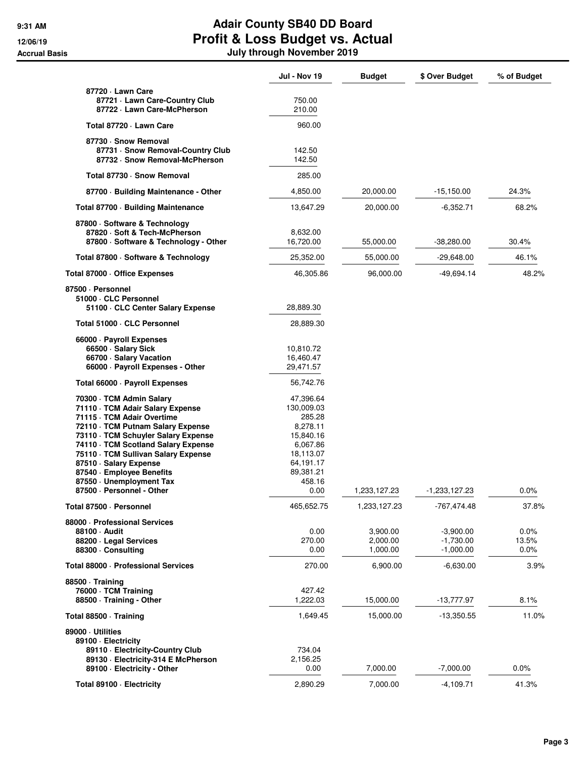# Adair County SB40 DD Board

## Profit & Loss Budget vs. Actual

### July through November 2019

9:31 AM
12/06/19
Accrual Basis

| | Jul - Nov 19 | Budget | $ Over Budget | % of Budget |
|---|---|---|---|---|
| 87720 · Lawn Care | | | | |
| 87721 · Lawn Care-Country Club | 750.00 | | | |
| 87722 · Lawn Care-McPherson | 210.00 | | | |
| Total 87720 · Lawn Care | 960.00 | | | |
| 87730 · Snow Removal | | | | |
| 87731 · Snow Removal-Country Club | 142.50 | | | |
| 87732 · Snow Removal-McPherson | 142.50 | | | |
| Total 87730 · Snow Removal | 285.00 | | | |
| 87700 · Building Maintenance - Other | 4,850.00 | 20,000.00 | -15,150.00 | 24.3% |
| Total 87700 · Building Maintenance | 13,647.29 | 20,000.00 | -6,352.71 | 68.2% |
| 87800 · Software & Technology | | | | |
| 87820 · Soft & Tech-McPherson | 8,632.00 | | | |
| 87800 · Software & Technology - Other | 16,720.00 | 55,000.00 | -38,280.00 | 30.4% |
| Total 87800 · Software & Technology | 25,352.00 | 55,000.00 | -29,648.00 | 46.1% |
| Total 87000 · Office Expenses | 46,305.86 | 96,000.00 | -49,694.14 | 48.2% |
| 87500 · Personnel | | | | |
| 51000 · CLC Personnel | | | | |
| 51100 · CLC Center Salary Expense | 28,889.30 | | | |
| Total 51000 · CLC Personnel | 28,889.30 | | | |
| 66000 · Payroll Expenses | | | | |
| 66500 · Salary Sick | 10,810.72 | | | |
| 66700 · Salary Vacation | 16,460.47 | | | |
| 66000 · Payroll Expenses - Other | 29,471.57 | | | |
| Total 66000 · Payroll Expenses | 56,742.76 | | | |
| 70300 · TCM Admin Salary | 47,396.64 | | | |
| 71110 · TCM Adair Salary Expense | 130,009.03 | | | |
| 71115 · TCM Adair Overtime | 285.28 | | | |
| 72110 · TCM Putnam Salary Expense | 8,278.11 | | | |
| 73110 · TCM Schuyler Salary Expense | 15,840.16 | | | |
| 74110 · TCM Scotland Salary Expense | 6,067.86 | | | |
| 75110 · TCM Sullivan Salary Expense | 18,113.07 | | | |
| 87510 · Salary Expense | 64,191.17 | | | |
| 87540 · Employee Benefits | 89,381.21 | | | |
| 87550 · Unemployment Tax | 458.16 | | | |
| 87500 · Personnel - Other | 0.00 | 1,233,127.23 | -1,233,127.23 | 0.0% |
| Total 87500 · Personnel | 465,652.75 | 1,233,127.23 | -767,474.48 | 37.8% |
| 88000 · Professional Services | | | | |
| 88100 · Audit | 0.00 | 3,900.00 | -3,900.00 | 0.0% |
| 88200 · Legal Services | 270.00 | 2,000.00 | -1,730.00 | 13.5% |
| 88300 · Consulting | 0.00 | 1,000.00 | -1,000.00 | 0.0% |
| Total 88000 · Professional Services | 270.00 | 6,900.00 | -6,630.00 | 3.9% |
| 88500 · Training | | | | |
| 76000 · TCM Training | 427.42 | | | |
| 88500 · Training - Other | 1,222.03 | 15,000.00 | -13,777.97 | 8.1% |
| Total 88500 · Training | 1,649.45 | 15,000.00 | -13,350.55 | 11.0% |
| 89000 · Utilities | | | | |
| 89100 · Electricity | | | | |
| 89110 · Electricity-Country Club | 734.04 | | | |
| 89130 · Electricity-314 E McPherson | 2,156.25 | | | |
| 89100 · Electricity - Other | 0.00 | 7,000.00 | -7,000.00 | 0.0% |
| Total 89100 · Electricity | 2,890.29 | 7,000.00 | -4,109.71 | 41.3% |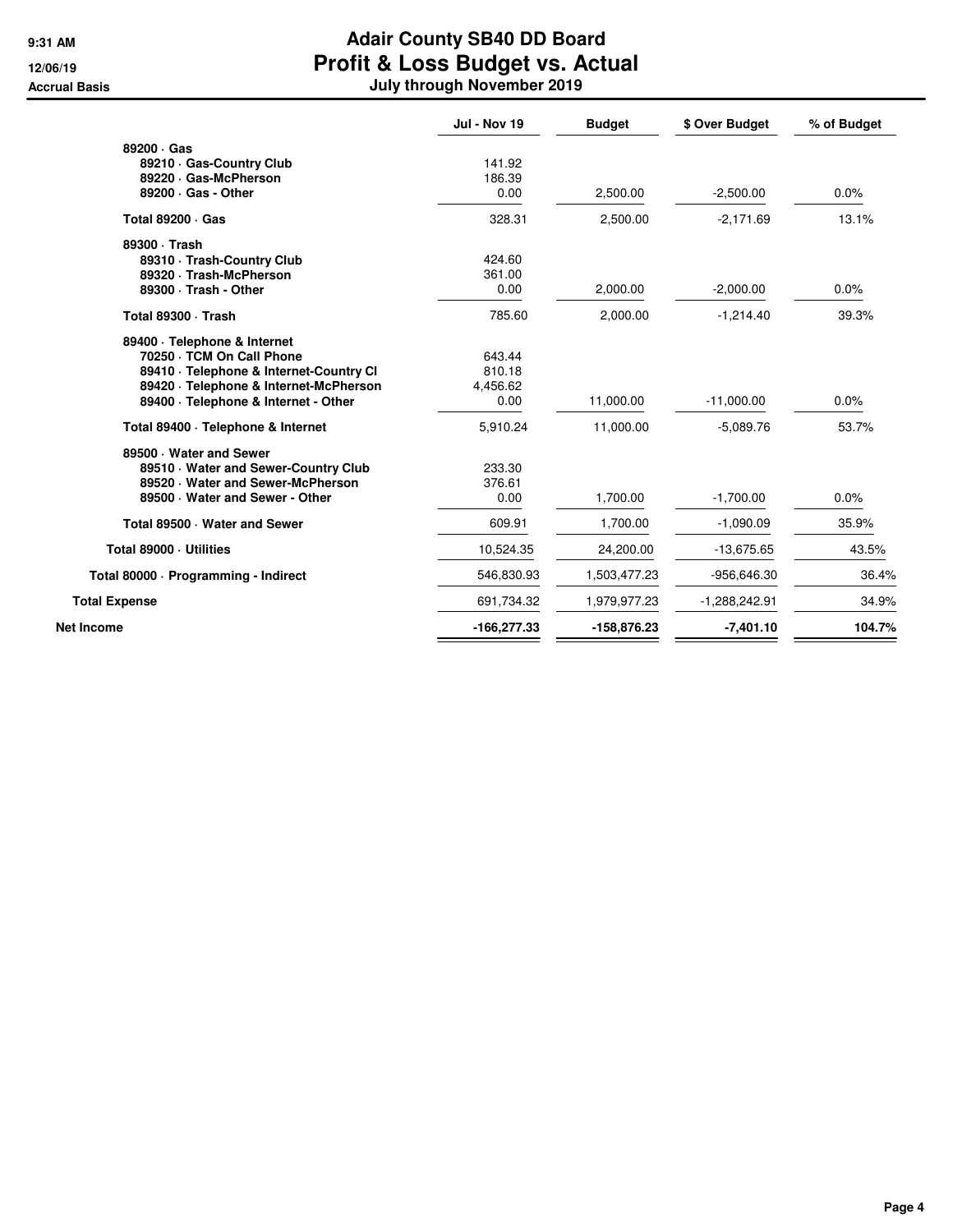# Adair County SB40 DD Board
# Profit & Loss Budget vs. Actual
## July through November 2019

9:31 AM
12/06/19
Accrual Basis

| | Jul - Nov 19 | Budget | $ Over Budget | % of Budget |
|---|---|---|---|---|
| 89200 · Gas | | | | |
| 89210 · Gas-Country Club | 141.92 | | | |
| 89220 · Gas-McPherson | 186.39 | | | |
| 89200 · Gas - Other | 0.00 | 2,500.00 | -2,500.00 | 0.0% |
| **Total 89200 · Gas** | 328.31 | 2,500.00 | -2,171.69 | 13.1% |
| 89300 · Trash | | | | |
| 89310 · Trash-Country Club | 424.60 | | | |
| 89320 · Trash-McPherson | 361.00 | | | |
| 89300 · Trash - Other | 0.00 | 2,000.00 | -2,000.00 | 0.0% |
| **Total 89300 · Trash** | 785.60 | 2,000.00 | -1,214.40 | 39.3% |
| 89400 · Telephone & Internet | | | | |
| 70250 · TCM On Call Phone | 643.44 | | | |
| 89410 · Telephone & Internet-Country Cl | 810.18 | | | |
| 89420 · Telephone & Internet-McPherson | 4,456.62 | | | |
| 89400 · Telephone & Internet - Other | 0.00 | 11,000.00 | -11,000.00 | 0.0% |
| **Total 89400 · Telephone & Internet** | 5,910.24 | 11,000.00 | -5,089.76 | 53.7% |
| 89500 · Water and Sewer | | | | |
| 89510 · Water and Sewer-Country Club | 233.30 | | | |
| 89520 · Water and Sewer-McPherson | 376.61 | | | |
| 89500 · Water and Sewer - Other | 0.00 | 1,700.00 | -1,700.00 | 0.0% |
| **Total 89500 · Water and Sewer** | 609.91 | 1,700.00 | -1,090.09 | 35.9% |
| **Total 89000 · Utilities** | 10,524.35 | 24,200.00 | -13,675.65 | 43.5% |
| **Total 80000 · Programming - Indirect** | 546,830.93 | 1,503,477.23 | -956,646.30 | 36.4% |
| **Total Expense** | 691,734.32 | 1,979,977.23 | -1,288,242.91 | 34.9% |
| **Net Income** | **-166,277.33** | **-158,876.23** | **-7,401.10** | **104.7%** |